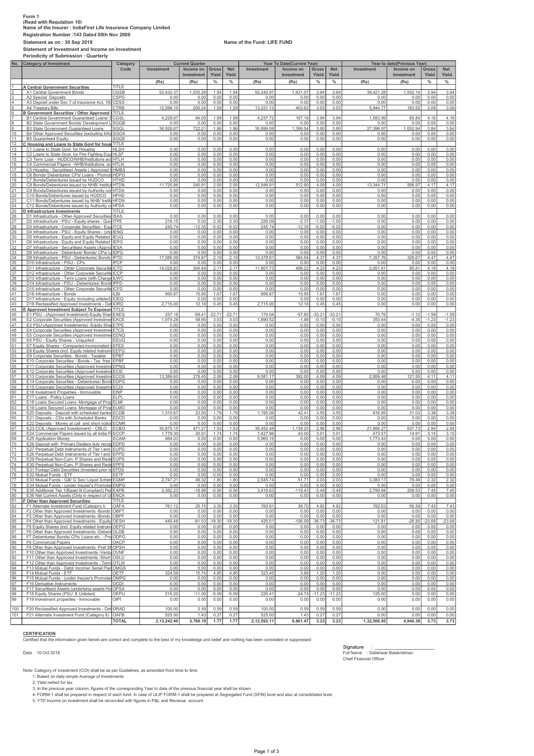**Form 1**
**(Read with Regulation 10)**
**Name of the Insurer : IndiaFirst Life Insurance Company Limited**
**Registration Number :143 Dated 05th Nov 2009**
**Statement as on : 30 Sep 2018** **Name of the Fund: LIFE FUND**
**Statement of Investment and Income on Investment**
**Periodicity of Submission : Quarterly**

| No. | Category of Investment | Category Code | Current Quarter | | | | Year To Date(Current Year) | | | | Year to date(Previous Year) | | | |
|---|---|---|---|---|---|---|---|---|---|---|---|---|---|---|
| | | | Investment | Income on Investment | Gross Yield | Net Yield | Investment | Income on Investment | Gross Yield | Net Yield | Investment | Income on Investment | Gross Yield | Net Yield |
| | | | (Rs) | (Rs) | % | % | (Rs) | (Rs) | % | % | (Rs) | (Rs) | % | % |
| 1 | **A Central Government Securities** | TITLE | | | | | | | | | | | | |
| 2 | A1 Central Government Bonds | CGSB | 53,432.37 | 1,035.29 | 1.94 | 1.94 | 50,240.97 | 1,931.07 | 3.84 | 3.84 | 39,421.28 | 1,552.14 | 3.94 | 3.94 |
| 3 | A2 Special Deposits | CSPD | 0.00 | 0.00 | 0.00 | 0.00 | 0.00 | 0.00 | 0.00 | 0.00 | 0.00 | 0.00 | 0.00 | 0.00 |
| 4 | A3 Deposit under Sec 7 of Insurance Act, 193 | CDSS | 0.00 | 0.00 | 0.00 | 0.00 | 0.00 | 0.00 | 0.00 | 0.00 | 0.00 | 0.00 | 0.00 | 0.00 |
| 5 | A4 Treasury Bills | CTRB | 12,598.10 | 200.24 | 1.59 | 1.59 | 13,331.13 | 403.62 | 3.03 | 3.03 | 5,944.77 | 183.52 | 3.09 | 3.09 |
| 6 | **B Government Securities / Other Approved S** | TITLE | | | | | | | | | | | | |
| 7 | B1 Central Government Guaranteed Loans/ S | CGSL | 4,229.67 | 84.05 | 1.99 | 1.99 | 4,237.72 | 167.18 | 3.94 | 3.94 | 1,583.99 | 65.84 | 4.16 | 4.16 |
| 8 | B2 State Government Bonds/ Development L | SGGB | 0.00 | 0.00 | 0.00 | 0.00 | 0.00 | 0.00 | 0.00 | 0.00 | 0.00 | 0.00 | 0.00 | 0.00 |
| 9 | B3 State Government Guaranteed Loans | SGGL | 36,928.67 | 722.21 | 1.96 | 1.96 | 35,899.58 | 1,399.54 | 3.90 | 3.90 | 27,396.97 | 1,052.94 | 3.84 | 3.84 |
| 10 | B4 Other Approved Securities (excluding Infra | SGOA | 0.00 | 0.00 | 0.00 | 0.00 | 0.00 | 0.00 | 0.00 | 0.00 | 0.00 | 0.00 | 0.00 | 0.00 |
| 11 | B5 Guaranteed Equity | SGGE | 0.00 | 0.00 | 0.00 | 0.00 | 0.00 | 0.00 | 0.00 | 0.00 | 0.00 | 0.00 | 0.00 | 0.00 |
| 12 | **C Housing and Loans to State Govt for hous** | TITLE | | | | | | | | | | | | |
| 13 | C1 Loans to State Govt. for Housing | HLSH | 0.00 | 0.00 | 0.00 | 0.00 | 0.00 | 0.00 | 0.00 | 0.00 | 0.00 | 0.00 | 0.00 | 0.00 |
| 14 | C2 Loans to State Govt. for Fire Fighting Equ | HLSF | 0.00 | 0.00 | 0.00 | 0.00 | 0.00 | 0.00 | 0.00 | 0.00 | 0.00 | 0.00 | 0.00 | 0.00 |
| 15 | C3 Term Loan - HUDCO/NHB/Institutions acc | HTLH | 0.00 | 0.00 | 0.00 | 0.00 | 0.00 | 0.00 | 0.00 | 0.00 | 0.00 | 0.00 | 0.00 | 0.00 |
| 16 | C4 Commercial Papers - NHB/Institutions ac | HTLN | 0.00 | 0.00 | 0.00 | 0.00 | 0.00 | 0.00 | 0.00 | 0.00 | 0.00 | 0.00 | 0.00 | 0.00 |
| 17 | C5 Housing - Securitised Assets ( Approved I | HMBS | 0.00 | 0.00 | 0.00 | 0.00 | 0.00 | 0.00 | 0.00 | 0.00 | 0.00 | 0.00 | 0.00 | 0.00 |
| 18 | C6 Bonds/ Debentures/ CPs/ Loans - Promot | HDPG | 0.00 | 0.00 | 0.00 | 0.00 | 0.00 | 0.00 | 0.00 | 0.00 | 0.00 | 0.00 | 0.00 | 0.00 |
| 19 | C7 Bonds/Debentures issued by HUDCO | HTHD | 0.00 | 0.00 | 0.00 | 0.00 | 0.00 | 0.00 | 0.00 | 0.00 | 0.00 | 0.00 | 0.00 | 0.00 |
| 20 | C8 Bonds/Debentures issued by NHB/ Institut | HTDN | 11,725.86 | 240.91 | 2.05 | 2.05 | 12,546.91 | 512.90 | 4.09 | 4.09 | 13,344.71 | 556.97 | 4.17 | 4.17 |
| 21 | C9 Bonds/Debentures issued by Authority con | HTDA | 0.00 | 0.00 | 0.00 | 0.00 | 0.00 | 0.00 | 0.00 | 0.00 | 0.00 | 0.00 | 0.00 | 0.00 |
| 22 | C10 Bonds/Debentures issued by HUDCO | HFHD | 0.00 | 0.00 | 0.00 | 0.00 | 0.00 | 0.00 | 0.00 | 0.00 | 0.00 | 0.00 | 0.00 | 0.00 |
| 23 | C11 Bonds/Debentures issued by NHB/ Institu | HFDN | 0.00 | 0.00 | 0.00 | 0.00 | 0.00 | 0.00 | 0.00 | 0.00 | 0.00 | 0.00 | 0.00 | 0.00 |
| 24 | C12 Bonds/Debentures issued by Authority co | HFDA | 0.00 | 0.00 | 0.00 | 0.00 | 0.00 | 0.00 | 0.00 | 0.00 | 0.00 | 0.00 | 0.00 | 0.00 |
| 25 | **D Infrastructure Investments** | TITLE | | | | | | | | | | | | |
| 26 | D1 Infrastructure - Other Approved Securities | ISAS | 0.00 | 0.00 | 0.00 | 0.00 | 0.00 | 0.00 | 0.00 | 0.00 | 0.00 | 0.00 | 0.00 | 0.00 |
| 27 | D2 Infrastructure - PSU - Equity shares - Quo | ITPE | 218.15 | 5.02 | 2.30 | 2.30 | 226.09 | -2.37 | -1.05 | -1.05 | 0.00 | 0.00 | 0.00 | 0.00 |
| 28 | D3 Infrastructure - Corporate Securities - Equ | ITCE | 245.74 | -12.35 | -5.02 | -5.02 | 245.74 | -12.35 | -5.02 | -5.02 | 0.00 | 0.00 | 0.00 | 0.00 |
| 29 | D4 Infrastructure - PSU - Equity Shares - Unq | IENQ | 0.00 | 0.00 | 0.00 | 0.00 | 0.00 | 0.00 | 0.00 | 0.00 | 0.00 | 0.00 | 0.00 | 0.00 |
| 30 | D5 Infrastructure - Equity and Equity Related | IEUQ | 0.00 | 0.00 | 0.00 | 0.00 | 0.00 | 0.00 | 0.00 | 0.00 | 0.00 | 0.00 | 0.00 | 0.00 |
| 31 | D6 Infrastructure - Equity and Equity Related | IEPG | 0.00 | 0.00 | 0.00 | 0.00 | 0.00 | 0.00 | 0.00 | 0.00 | 0.00 | 0.00 | 0.00 | 0.00 |
| 32 | D7 Infrastructure - Securitised Assets (Approv | IESA | 0.00 | 0.00 | 0.00 | 0.00 | 0.00 | 0.00 | 0.00 | 0.00 | 0.00 | 0.00 | 0.00 | 0.00 |
| 33 | D8 Infrastructure - Debenture/ Bonds/ CPs/ L | IDPG | 0.00 | 0.00 | 0.00 | 0.00 | 0.00 | 0.00 | 0.00 | 0.00 | 0.00 | 0.00 | 0.00 | 0.00 |
| 34 | D9 Infrastructure - PSU - Debentures/ Bonds | IPTD | 17,086.09 | 374.87 | 2.19 | 2.19 | 13,378.81 | 584.54 | 4.37 | 4.37 | 7,357.76 | 328.67 | 4.47 | 4.47 |
| 35 | D10 Infrastructure - PSU - CPs | IPCP | 0.00 | 0.00 | 0.00 | 0.00 | 0.00 | 0.00 | 0.00 | 0.00 | 0.00 | 0.00 | 0.00 | 0.00 |
| 36 | D11 Infrastructure - Other Corporate Securitie | ICTD | 14,028.83 | 304.44 | 2.17 | 2.17 | 11,807.73 | 499.22 | 4.23 | 4.23 | 2,051.61 | 85.81 | 4.18 | 4.18 |
| 37 | D12 Infrastructure - Other Corporate Securitie | ICCP | 0.00 | 0.00 | 0.00 | 0.00 | 0.00 | 0.00 | 0.00 | 0.00 | 0.00 | 0.00 | 0.00 | 0.00 |
| 38 | D13 Infrastructure - Term Loans (with Charge | ILWC | 0.00 | 0.00 | 0.00 | 0.00 | 0.00 | 0.00 | 0.00 | 0.00 | 0.00 | 0.00 | 0.00 | 0.00 |
| 39 | D14 Infrastructure - PSU - Debentures/ Bonds | IPFD | 0.00 | 0.00 | 0.00 | 0.00 | 0.00 | 0.00 | 0.00 | 0.00 | 0.00 | 0.00 | 0.00 | 0.00 |
| 40 | D15 Infrastructure - Other Corporate Securitie | ICFD | 0.00 | 0.00 | 0.00 | 0.00 | 0.00 | 0.00 | 0.00 | 0.00 | 0.00 | 0.00 | 0.00 | 0.00 |
| 41 | D16 Infrastructure - Bonds | ILBI | 956.87 | 15.95 | 1.67 | 1.67 | 956.87 | 15.95 | 1.67 | 1.67 | 0.00 | 0.00 | 0.00 | 0.00 |
| 42 | D17 Infrastructure - Equity (including unlisted) | IOEQ | 0.00 | 0.00 | 0.00 | 0.00 | 0.00 | 0.00 | 0.00 | 0.00 | 0.00 | 0.00 | 0.00 | 0.00 |
| 43 | D18 Reclassified Approved Investments - Del | IORD | 2,715.00 | 12.18 | 0.45 | 0.45 | 2,715.00 | 12.18 | 0.45 | 0.45 | 0.00 | 0.00 | 0.00 | 0.00 |
| 44 | **E Approved Investment Subject To Exposure** | TITLE | | | | | | | | | | | | |
| 45 | E1 PSU - (Approved Investment)-Equity Shar | EAEQ | 257.18 | -58.41 | -22.71 | -22.71 | 174.04 | -57.80 | -33.21 | -33.21 | 70.76 | -1.12 | -1.59 | -1.59 |
| 46 | E2 Corporate Securities (Approved Investmen | EACE | 1,979.28 | 59.95 | 3.03 | 3.03 | 1,890.52 | -1.88 | -0.10 | -0.10 | 353.44 | -4.35 | -1.23 | -1.23 |
| 47 | E3 PSU-(Approved Investments) -Equity Sha | ETPE | 0.00 | 0.00 | 0.00 | 0.00 | 0.00 | 0.00 | 0.00 | 0.00 | 0.00 | 0.00 | 0.00 | 0.00 |
| 48 | E4 Corporate Securities (Approved Investme | ETCE | 0.00 | 0.00 | 0.00 | 0.00 | 0.00 | 0.00 | 0.00 | 0.00 | 0.00 | 0.00 | 0.00 | 0.00 |
| 49 | E5 Corporate Securities (Approved Investme | EENQ | 0.00 | 0.00 | 0.00 | 0.00 | 0.00 | 0.00 | 0.00 | 0.00 | 0.00 | 0.00 | 0.00 | 0.00 |
| 50 | E6 PSU - Equity Shares - Unquoted | EEUQ | 0.00 | 0.00 | 0.00 | 0.00 | 0.00 | 0.00 | 0.00 | 0.00 | 0.00 | 0.00 | 0.00 | 0.00 |
| 51 | E7 Equity Shares - Companies incorporated c | EFES | 0.00 | 0.00 | 0.00 | 0.00 | 0.00 | 0.00 | 0.00 | 0.00 | 0.00 | 0.00 | 0.00 | 0.00 |
| 52 | E8 Equity Shares (incl. Equity related Instrum | EEPG | 0.00 | 0.00 | 0.00 | 0.00 | 0.00 | 0.00 | 0.00 | 0.00 | 0.00 | 0.00 | 0.00 | 0.00 |
| 53 | E9 Corporate Securities - Bonds - Taxable | EPBT | 0.00 | 0.00 | 0.00 | 0.00 | 0.00 | 0.00 | 0.00 | 0.00 | 0.00 | 0.00 | 0.00 | 0.00 |
| 54 | E10 Corporate Securities - Bonds - Tax free | EPBF | 0.00 | 0.00 | 0.00 | 0.00 | 0.00 | 0.00 | 0.00 | 0.00 | 0.00 | 0.00 | 0.00 | 0.00 |
| 55 | E11 Corporate Securities (Approved Investme | EPNQ | 0.00 | 0.00 | 0.00 | 0.00 | 0.00 | 0.00 | 0.00 | 0.00 | 0.00 | 0.00 | 0.00 | 0.00 |
| 56 | E12 Corporate Securities (Approved Investme | ECIS | 0.00 | 0.00 | 0.00 | 0.00 | 0.00 | 0.00 | 0.00 | 0.00 | 0.00 | 0.00 | 0.00 | 0.00 |
| 57 | E13 Corporate Securities (Approved Investme | ECOS | 13,389.60 | 278.45 | 2.08 | 2.08 | 9,581.17 | 392.00 | 4.09 | 4.09 | 2,959.48 | 121.55 | 4.11 | 4.11 |
| 58 | E14 Corporate Securities - Debentures/ Bond | EDPG | 0.00 | 0.00 | 0.00 | 0.00 | 0.00 | 0.00 | 0.00 | 0.00 | 0.00 | 0.00 | 0.00 | 0.00 |
| 59 | E15 Corporate Securities (Approved Investme | ECDI | 0.00 | 0.00 | 0.00 | 0.00 | 0.00 | 0.00 | 0.00 | 0.00 | 0.00 | 0.00 | 0.00 | 0.00 |
| 60 | E16 Investment Properties - Immovable | EINP | 0.00 | 0.00 | 0.00 | 0.00 | 0.00 | 0.00 | 0.00 | 0.00 | 0.00 | 0.00 | 0.00 | 0.00 |
| 61 | E17 Loans - Policy Loans | ELPL | 0.00 | 0.00 | 0.00 | 0.00 | 0.00 | 0.00 | 0.00 | 0.00 | 0.00 | 0.00 | 0.00 | 0.00 |
| 62 | E18 Loans Secured Loans -Mortgage of Prop | ELMI | 0.00 | 0.00 | 0.00 | 0.00 | 0.00 | 0.00 | 0.00 | 0.00 | 0.00 | 0.00 | 0.00 | 0.00 |
| 63 | E19 Loans Secured Loans -Mortgage of Prop | ELMO | 0.00 | 0.00 | 0.00 | 0.00 | 0.00 | 0.00 | 0.00 | 0.00 | 0.00 | 0.00 | 0.00 | 0.00 |
| 64 | E20 Deposits - Deposit with scheduled banks | ECDB | 1,310.67 | 23.50 | 1.79 | 1.79 | 1,195.08 | 42.41 | 3.55 | 3.55 | 916.95 | 31.03 | 3.38 | 3.38 |
| 65 | E21 Deposits - CDs with Scheduled Banks | EDCD | 0.00 | 0.00 | 0.00 | 0.00 | 0.00 | 0.00 | 0.00 | 0.00 | 0.00 | 0.00 | 0.00 | 0.00 |
| 66 | E22 Deposits - Money at call and short notice | ECMR | 0.00 | 0.00 | 0.00 | 0.00 | 0.00 | 0.00 | 0.00 | 0.00 | 0.00 | 0.00 | 0.00 | 0.00 |
| 67 | E23 CCIL (Approved Investement) - CBLO | ECBO | 30,875.15 | 471.27 | 1.53 | 1.53 | 38,452.48 | 1,138.20 | 2.96 | 2.96 | 21,666.27 | 637.73 | 2.94 | 2.94 |
| 68 | E24 Commercial Papers issued by all India Fi | ECCP | 1,779.30 | 30.91 | 1.74 | 1.74 | 1,427.96 | 43.00 | 3.01 | 3.01 | 473.57 | 14.91 | 3.15 | 3.15 |
| 69 | E25 Application Money | ECAM | 984.03 | 0.00 | 0.00 | 0.00 | 5,965.16 | 0.00 | 0.00 | 0.00 | 1,773.43 | 0.00 | 0.00 | 0.00 |
| 70 | E26 Deposit with Primary Dealers duly recog | EDPD | 0.00 | 0.00 | 0.00 | 0.00 | 0.00 | 0.00 | 0.00 | 0.00 | 0.00 | 0.00 | 0.00 | 0.00 |
| 71 | E27 Perpetual Debt Instruments of Tier I and | EUPD | 0.00 | 0.00 | 0.00 | 0.00 | 0.00 | 0.00 | 0.00 | 0.00 | 0.00 | 0.00 | 0.00 | 0.00 |
| 72 | E28 Perpetual Debt Instruments of Tier I and | EPPD | 0.00 | 0.00 | 0.00 | 0.00 | 0.00 | 0.00 | 0.00 | 0.00 | 0.00 | 0.00 | 0.00 | 0.00 |
| 73 | E29 Perpetual Non-Cum. P.Shares and Rede | EUPS | 0.00 | 0.00 | 0.00 | 0.00 | 0.00 | 0.00 | 0.00 | 0.00 | 0.00 | 0.00 | 0.00 | 0.00 |
| 74 | E30 Perpetual Non-Cum. P.Shares and Rede | EPPS | 0.00 | 0.00 | 0.00 | 0.00 | 0.00 | 0.00 | 0.00 | 0.00 | 0.00 | 0.00 | 0.00 | 0.00 |
| 75 | E31 Foreign Debt Securities (Invested prior to | EFDS | 0.00 | 0.00 | 0.00 | 0.00 | 0.00 | 0.00 | 0.00 | 0.00 | 0.00 | 0.00 | 0.00 | 0.00 |
| 76 | E32 Mutual Funds - ETF | EETF | 0.00 | 0.00 | 0.00 | 0.00 | 0.00 | 0.00 | 0.00 | 0.00 | 0.00 | 0.00 | 0.00 | 0.00 |
| 77 | E33 Mutual Funds - Gilt/ G Sec/ Liquid Schen | EGMF | 2,747.21 | 49.32 | 1.80 | 1.80 | 2,545.74 | 51.71 | 2.03 | 2.03 | 3,383.17 | 78.48 | 2.32 | 2.32 |
| 78 | E34 Mutual Funds - (under Insurer's Promoter | EMPG | 0.00 | 0.00 | 0.00 | 0.00 | 0.00 | 0.00 | 0.00 | 0.00 | 0.00 | 0.00 | 0.00 | 0.00 |
| 79 | E35 Additional Tier 1(Basel III Compliant) Per | EAPB | 3,382.23 | -18.98 | -0.56 | -0.56 | 3,418.63 | -119.43 | -3.49 | -3.49 | 2,799.94 | 208.53 | 7.45 | 7.45 |
| 80 | E36 Net Current Assets (Only in respect of UL | ENCA | 0.00 | 0.00 | 0.00 | 0.00 | 0.00 | 0.00 | 0.00 | 0.00 | 0.00 | 0.00 | 0.00 | 0.00 |
| 81 | **F Other than Approved Securities** | TITLE | | | | | | | | | | | | |
| 82 | F1 Alternate Investment Fund (Category I) | OAFA | 761.12 | 25.15 | 3.30 | 3.30 | 760.91 | 36.70 | 4.82 | 4.82 | 762.03 | 56.59 | 7.43 | 7.43 |
| 83 | F2 Other than Approved Investments -Bonds | OBPT | 0.00 | 0.00 | 0.00 | 0.00 | 0.00 | 0.00 | 0.00 | 0.00 | 0.00 | 0.00 | 0.00 | 0.00 |
| 84 | F3 Other than Approved Investments -Bonds | OBPF | 0.00 | 0.00 | 0.00 | 0.00 | 0.00 | 0.00 | 0.00 | 0.00 | 0.00 | 0.00 | 0.00 | 0.00 |
| 85 | F4 Other than Approved Investments - Equity | OESH | 445.48 | -81.53 | -18.30 | -18.30 | 425.01 | -156.09 | -36.73 | -36.73 | 121.81 | -28.85 | -23.68 | -23.68 |
| 86 | F5 Equity Shares (incl. Equity related Instrum | OEPG | 0.00 | 0.00 | 0.00 | 0.00 | 0.00 | 0.00 | 0.00 | 0.00 | 0.00 | 0.00 | 0.00 | 0.00 |
| 87 | F6 Other than Approved Investments -Debent | OLDB | 0.00 | 0.00 | 0.00 | 0.00 | 0.00 | 0.00 | 0.00 | 0.00 | 0.00 | 0.00 | 0.00 | 0.00 |
| 88 | F7 Debentures/ Bonds/ CPs/ Loans etc. - Pro | ODPG | 0.00 | 0.00 | 0.00 | 0.00 | 0.00 | 0.00 | 0.00 | 0.00 | 0.00 | 0.00 | 0.00 | 0.00 |
| 89 | F8 Commercial Papers | OACP | 0.00 | 0.00 | 0.00 | 0.00 | 0.00 | 0.00 | 0.00 | 0.00 | 0.00 | 0.00 | 0.00 | 0.00 |
| 90 | F9 Other than Approved Investments -Pref Sh | OPSH | 0.00 | 0.00 | 0.00 | 0.00 | 0.00 | 0.00 | 0.00 | 0.00 | 0.00 | 0.00 | 0.00 | 0.00 |
| 91 | F10 Other than Approved Investments -Ventu | OVNF | 0.00 | 0.00 | 0.00 | 0.00 | 0.00 | 0.00 | 0.00 | 0.00 | 0.00 | 0.00 | 0.00 | 0.00 |
| 92 | F11 Other than Approved Investments -Short | OSLU | 0.00 | 0.00 | 0.00 | 0.00 | 0.00 | 0.00 | 0.00 | 0.00 | 0.00 | 0.00 | 0.00 | 0.00 |
| 93 | F12 Other than Approved Investments - Term | OTLW | 0.00 | 0.00 | 0.00 | 0.00 | 0.00 | 0.00 | 0.00 | 0.00 | 0.00 | 0.00 | 0.00 | 0.00 |
| 94 | F13 Mutual Funds - Debt/ Income/ Serial Plan | OMGS | 0.00 | 0.00 | 0.00 | 0.00 | 0.00 | 0.00 | 0.00 | 0.00 | 0.00 | 0.00 | 0.00 | 0.00 |
| 95 | F14 Mutual Funds - ETF | OETF | 324.59 | 15.74 | 4.85 | 4.85 | 323.45 | 3.89 | 1.20 | 1.20 | 0.00 | 0.00 | 0.00 | 0.00 |
| 96 | F15 Mutual Funds - (under Insurer's Promoter | OMPG | 0.00 | 0.00 | 0.00 | 0.00 | 0.00 | 0.00 | 0.00 | 0.00 | 0.00 | 0.00 | 0.00 | 0.00 |
| 97 | F16 Derivative Instruments | OCDI | 0.00 | 0.00 | 0.00 | 0.00 | 0.00 | 0.00 | 0.00 | 0.00 | 0.00 | 0.00 | 0.00 | 0.00 |
| 98 | F17 Securitised Assets (underlying assets Ho | OPSA | 0.00 | 0.00 | 0.00 | 0.00 | 0.00 | 0.00 | 0.00 | 0.00 | 0.00 | 0.00 | 0.00 | 0.00 |
| 98 | F18 Equity Shares (PSU $ Unlisted) | OEPU | 216.20 | -11.00 | -5.09 | -5.09 | 220.41 | -24.74 | -11.23 | -11.23 | 125.00 | 0.00 | 0.00 | 0.00 |
| 99 | F19 Investment properties - Immovable | OIPI | 0.00 | 0.00 | 0.00 | 0.00 | 0.00 | 0.00 | 0.00 | 0.00 | 0.00 | 0.00 | 0.00 | 0.00 |
| 100 | F20 Reclassified Approved Investments - Deb | ORAD | 100.00 | 0.59 | 0.59 | 0.59 | 100.00 | 0.59 | 0.59 | 0.59 | 0.00 | 0.00 | 0.00 | 0.00 |
| 101 | F21 Alternate Investment Fund (Category II) | OAFB | 525.00 | 1.43 | 0.27 | 0.27 | 525.00 | 1.43 | 0.27 | 0.27 | 0.00 | 0.00 | 0.00 | 0.00 |
| | | **TOTAL** | **2,13,242.40** | **3,769.19** | **1.77** | **1.77** | **2,12,592.11** | **6,861.47** | **3.23** | **3.23** | **1,32,506.95** | **4,940.38** | **3.73** | **3.73** |

**CERTIFICATION**

Certified that the information given herein are correct and complete to the best of my knowledge and belief and nothing has been concealed or suppressed

Date : 10 Oct 2018

Signature : ______________________
Full Name : Satishwar Balakrishnan
Chief Financial Officer

Note: Category of investment (COI) shall be as per Guidelines, as amended from time to time

1. Based on daily simple Average of Investments
2. Yield netted for tax
3. In the previous year column, figures of the corresponding Year to date of the previous financial year shall be shown.
4. FORM-1 shall be prepared in respect of each fund. In case of ULIP FORM-1 shall be prepared at Segregated Fund (SFIN) level and also at consolidated level.
5. YTD Income on investment shall be reconciled with figures in P&L and Revenue account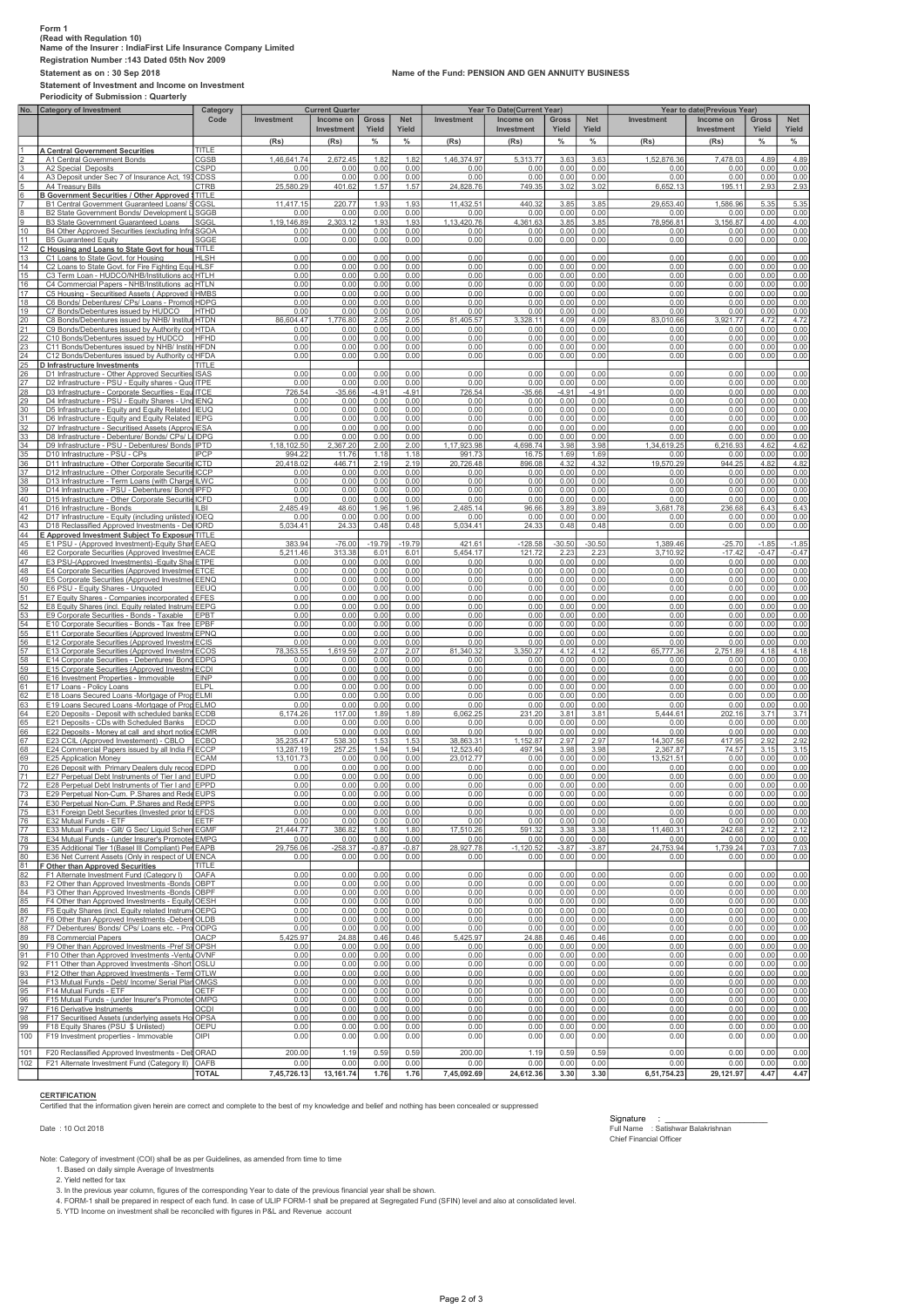**Form 1**
**(Read with Regulation 10)**
**Name of the Insurer : IndiaFirst Life Insurance Company Limited**
**Registration Number :143 Dated 05th Nov 2009**

**Statement as on : 30 Sep 2018**

**Name of the Fund: PENSION AND GEN ANNUITY BUSINESS**

**Statement of Investment and Income on Investment**
**Periodicity of Submission : Quarterly**

| No. | Category of Investment | Category Code | Current Quarter | | | | Year To Date(Current Year) | | | | Year to date(Previous Year) | | | |
|---|---|---|---|---|---|---|---|---|---|---|---|---|---|---|
| | | | Investment | Income on Investment | Gross Yield | Net Yield | Investment | Income on Investment | Gross Yield | Net Yield | Investment | Income on Investment | Gross Yield | Net Yield |
| | | | (Rs) | (Rs) | % | % | (Rs) | (Rs) | % | % | (Rs) | (Rs) | % | % |
| 1 | A Central Government Securities | TITLE | | | | | | | | | | | | |
| 2 | A1 Central Government Bonds | CGSB | 1,46,641.74 | 2,672.45 | 1.82 | 1.82 | 1,46,374.97 | 5,313.77 | 3.63 | 3.63 | 1,52,876.36 | 7,478.03 | 4.89 | 4.89 |
| 3 | A2 Special Deposits | CSPD | 0.00 | 0.00 | 0.00 | 0.00 | 0.00 | 0.00 | 0.00 | 0.00 | 0.00 | 0.00 | 0.00 | 0.00 |
| 4 | A3 Deposit under Sec 7 of Insurance Act, 193 | CDSS | 0.00 | 0.00 | 0.00 | 0.00 | 0.00 | 0.00 | 0.00 | 0.00 | 0.00 | 0.00 | 0.00 | 0.00 |
| 5 | A4 Treasury Bills | CTRB | 25,580.29 | 401.62 | 1.57 | 1.57 | 24,828.76 | 749.35 | 3.02 | 3.02 | 6,652.13 | 195.11 | 2.93 | 2.93 |
| 6 | B Government Securities / Other Approved S | TITLE | | | | | | | | | | | | |
| 7 | B1 Central Government Guaranteed Loans/ S | CGSL | 11,417.15 | 220.77 | 1.93 | 1.93 | 11,432.51 | 440.32 | 3.85 | 3.85 | 29,653.40 | 1,586.96 | 5.35 | 5.35 |
| 8 | B2 State Government Bonds/ Development L | SGGB | 0.00 | 0.00 | 0.00 | 0.00 | 0.00 | 0.00 | 0.00 | 0.00 | 0.00 | 0.00 | 0.00 | 0.00 |
| 9 | B3 State Government Guaranteed Loans | SGGL | 1,19,146.89 | 2,303.12 | 1.93 | 1.93 | 1,13,420.76 | 4,361.63 | 3.85 | 3.85 | 78,956.81 | 3,156.87 | 4.00 | 4.00 |
| 10 | B4 Other Approved Securities (excluding Infra | SGOA | 0.00 | 0.00 | 0.00 | 0.00 | 0.00 | 0.00 | 0.00 | 0.00 | 0.00 | 0.00 | 0.00 | 0.00 |
| 11 | B5 Guaranteed Equity | SGGE | 0.00 | 0.00 | 0.00 | 0.00 | 0.00 | 0.00 | 0.00 | 0.00 | 0.00 | 0.00 | 0.00 | 0.00 |
| 12 | C Housing and Loans to State Govt for hous | TITLE | | | | | | | | | | | | |
| 13 | C1 Loans to State Govt. for Housing | HLSH | 0.00 | 0.00 | 0.00 | 0.00 | 0.00 | 0.00 | 0.00 | 0.00 | 0.00 | 0.00 | 0.00 | 0.00 |
| 14 | C2 Loans to State Govt. for Fire Fighting Equ | HLSF | 0.00 | 0.00 | 0.00 | 0.00 | 0.00 | 0.00 | 0.00 | 0.00 | 0.00 | 0.00 | 0.00 | 0.00 |
| 15 | C3 Term Loan - HUDCO/NHB/Institutions acc | HTLH | 0.00 | 0.00 | 0.00 | 0.00 | 0.00 | 0.00 | 0.00 | 0.00 | 0.00 | 0.00 | 0.00 | 0.00 |
| 16 | C4 Commercial Papers - NHB/Institutions ac | HTLN | 0.00 | 0.00 | 0.00 | 0.00 | 0.00 | 0.00 | 0.00 | 0.00 | 0.00 | 0.00 | 0.00 | 0.00 |
| 17 | C5 Housing - Securitised Assets ( Approved I | HMBS | 0.00 | 0.00 | 0.00 | 0.00 | 0.00 | 0.00 | 0.00 | 0.00 | 0.00 | 0.00 | 0.00 | 0.00 |
| 18 | C6 Bonds/ Debentures/ CPs/ Loans - Promot | HDPG | 0.00 | 0.00 | 0.00 | 0.00 | 0.00 | 0.00 | 0.00 | 0.00 | 0.00 | 0.00 | 0.00 | 0.00 |
| 19 | C7 Bonds/Debentures issued by HUDCO | HTHD | 0.00 | 0.00 | 0.00 | 0.00 | 0.00 | 0.00 | 0.00 | 0.00 | 0.00 | 0.00 | 0.00 | 0.00 |
| 20 | C8 Bonds/Debentures issued by NHB/ Institut | HTDN | 86,604.47 | 1,776.80 | 2.05 | 2.05 | 81,405.57 | 3,328.11 | 4.09 | 4.09 | 83,010.66 | 3,921.77 | 4.72 | 4.72 |
| 21 | C9 Bonds/Debentures issued by Authority con | HTDA | 0.00 | 0.00 | 0.00 | 0.00 | 0.00 | 0.00 | 0.00 | 0.00 | 0.00 | 0.00 | 0.00 | 0.00 |
| 22 | C10 Bonds/Debentures issued by HUDCO | HFHD | 0.00 | 0.00 | 0.00 | 0.00 | 0.00 | 0.00 | 0.00 | 0.00 | 0.00 | 0.00 | 0.00 | 0.00 |
| 23 | C11 Bonds/Debentures issued by NHB/ Institu | HFDN | 0.00 | 0.00 | 0.00 | 0.00 | 0.00 | 0.00 | 0.00 | 0.00 | 0.00 | 0.00 | 0.00 | 0.00 |
| 24 | C12 Bonds/Debentures issued by Authority co | HFDA | 0.00 | 0.00 | 0.00 | 0.00 | 0.00 | 0.00 | 0.00 | 0.00 | 0.00 | 0.00 | 0.00 | 0.00 |
| 25 | D Infrastructure Investments | TITLE | | | | | | | | | | | | |
| 26 | D1 Infrastructure - Other Approved Securities | ISAS | 0.00 | 0.00 | 0.00 | 0.00 | 0.00 | 0.00 | 0.00 | 0.00 | 0.00 | 0.00 | 0.00 | 0.00 |
| 27 | D2 Infrastructure - PSU - Equity shares - Quo | ITPE | 0.00 | 0.00 | 0.00 | 0.00 | 0.00 | 0.00 | 0.00 | 0.00 | 0.00 | 0.00 | 0.00 | 0.00 |
| 28 | D3 Infrastructure - Corporate Securities - Equ | ITCE | 726.54 | -35.66 | -4.91 | -4.91 | 726.54 | -35.66 | -4.91 | -4.91 | 0.00 | 0.00 | 0.00 | 0.00 |
| 29 | D4 Infrastructure - PSU - Equity Shares - Unq | IENQ | 0.00 | 0.00 | 0.00 | 0.00 | 0.00 | 0.00 | 0.00 | 0.00 | 0.00 | 0.00 | 0.00 | 0.00 |
| 30 | D5 Infrastructure - Equity and Equity Related | IEUQ | 0.00 | 0.00 | 0.00 | 0.00 | 0.00 | 0.00 | 0.00 | 0.00 | 0.00 | 0.00 | 0.00 | 0.00 |
| 31 | D6 Infrastructure - Equity and Equity Related | IEPG | 0.00 | 0.00 | 0.00 | 0.00 | 0.00 | 0.00 | 0.00 | 0.00 | 0.00 | 0.00 | 0.00 | 0.00 |
| 32 | D7 Infrastructure - Securitised Assets (Approv | IESA | 0.00 | 0.00 | 0.00 | 0.00 | 0.00 | 0.00 | 0.00 | 0.00 | 0.00 | 0.00 | 0.00 | 0.00 |
| 33 | D8 Infrastructure - Debenture/ Bonds/ CPs/ Lo | IDPG | 0.00 | 0.00 | 0.00 | 0.00 | 0.00 | 0.00 | 0.00 | 0.00 | 0.00 | 0.00 | 0.00 | 0.00 |
| 34 | D9 Infrastructure - PSU - Debentures/ Bonds | IPTD | 1,18,102.50 | 2,367.20 | 2.00 | 2.00 | 1,17,923.98 | 4,698.74 | 3.98 | 3.98 | 1,34,619.25 | 6,216.93 | 4.62 | 4.62 |
| 35 | D10 Infrastructure - PSU - CPs | IPCP | 994.22 | 11.76 | 1.18 | 1.18 | 991.73 | 16.75 | 1.69 | 1.69 | 0.00 | 0.00 | 0.00 | 0.00 |
| 36 | D11 Infrastructure - Other Corporate Securitie | ICTD | 20,418.02 | 446.71 | 2.19 | 2.19 | 20,726.48 | 896.08 | 4.32 | 4.32 | 19,570.29 | 944.25 | 4.82 | 4.82 |
| 37 | D12 Infrastructure - Other Corporate Securitie | ICCP | 0.00 | 0.00 | 0.00 | 0.00 | 0.00 | 0.00 | 0.00 | 0.00 | 0.00 | 0.00 | 0.00 | 0.00 |
| 38 | D13 Infrastructure - Term Loans (with Charge | ILWC | 0.00 | 0.00 | 0.00 | 0.00 | 0.00 | 0.00 | 0.00 | 0.00 | 0.00 | 0.00 | 0.00 | 0.00 |
| 39 | D14 Infrastructure - PSU - Debentures/ Bonds | IPFD | 0.00 | 0.00 | 0.00 | 0.00 | 0.00 | 0.00 | 0.00 | 0.00 | 0.00 | 0.00 | 0.00 | 0.00 |
| 40 | D15 Infrastructure - Other Corporate Securitie | ICFD | 0.00 | 0.00 | 0.00 | 0.00 | 0.00 | 0.00 | 0.00 | 0.00 | 0.00 | 0.00 | 0.00 | 0.00 |
| 41 | D16 Infrastructure - Bonds | ILBI | 2,485.49 | 48.60 | 1.96 | 1.96 | 2,485.14 | 96.66 | 3.89 | 3.89 | 3,681.78 | 236.68 | 6.43 | 6.43 |
| 42 | D17 Infrastructure - Equity (including unlisted) | IOEQ | 0.00 | 0.00 | 0.00 | 0.00 | 0.00 | 0.00 | 0.00 | 0.00 | 0.00 | 0.00 | 0.00 | 0.00 |
| 43 | D18 Reclassified Approved Investments - Det | IORD | 5,034.41 | 24.33 | 0.48 | 0.48 | 5,034.41 | 24.33 | 0.48 | 0.48 | 0.00 | 0.00 | 0.00 | 0.00 |
| 44 | E Approved Investment Subject To Exposur | TITLE | | | | | | | | | | | | |
| 45 | E1 PSU - (Approved Investment)-Equity Shar | EAEQ | 383.94 | -76.00 | -19.79 | -19.79 | 421.61 | -128.58 | -30.50 | -30.50 | 1,389.46 | -25.70 | -1.85 | -1.85 |
| 46 | E2 Corporate Securities (Approved Investmen | EACE | 5,211.46 | 313.38 | 6.01 | 6.01 | 5,454.17 | 121.72 | 2.23 | 2.23 | 3,710.92 | -17.42 | -0.47 | -0.47 |
| 47 | E3 PSU-(Approved Investments) -Equity Shar | ETPE | 0.00 | 0.00 | 0.00 | 0.00 | 0.00 | 0.00 | 0.00 | 0.00 | 0.00 | 0.00 | 0.00 | 0.00 |
| 48 | E4 Corporate Securities (Approved Investme | ETCE | 0.00 | 0.00 | 0.00 | 0.00 | 0.00 | 0.00 | 0.00 | 0.00 | 0.00 | 0.00 | 0.00 | 0.00 |
| 49 | E5 Corporate Securities (Approved Investmen | EENQ | 0.00 | 0.00 | 0.00 | 0.00 | 0.00 | 0.00 | 0.00 | 0.00 | 0.00 | 0.00 | 0.00 | 0.00 |
| 50 | E6 PSU - Equity Shares - Unquoted | EEUQ | 0.00 | 0.00 | 0.00 | 0.00 | 0.00 | 0.00 | 0.00 | 0.00 | 0.00 | 0.00 | 0.00 | 0.00 |
| 51 | E7 Equity Shares - Companies incorporated c | EFES | 0.00 | 0.00 | 0.00 | 0.00 | 0.00 | 0.00 | 0.00 | 0.00 | 0.00 | 0.00 | 0.00 | 0.00 |
| 52 | E8 Equity Shares (incl. Equity related Instrum | EEPG | 0.00 | 0.00 | 0.00 | 0.00 | 0.00 | 0.00 | 0.00 | 0.00 | 0.00 | 0.00 | 0.00 | 0.00 |
| 53 | E9 Corporate Securities - Bonds - Taxable | EPBT | 0.00 | 0.00 | 0.00 | 0.00 | 0.00 | 0.00 | 0.00 | 0.00 | 0.00 | 0.00 | 0.00 | 0.00 |
| 54 | E10 Corporate Securities - Bonds - Tax free | EPBF | 0.00 | 0.00 | 0.00 | 0.00 | 0.00 | 0.00 | 0.00 | 0.00 | 0.00 | 0.00 | 0.00 | 0.00 |
| 55 | E11 Corporate Securities (Approved Investme | EPNQ | 0.00 | 0.00 | 0.00 | 0.00 | 0.00 | 0.00 | 0.00 | 0.00 | 0.00 | 0.00 | 0.00 | 0.00 |
| 56 | E12 Corporate Securities (Approved Investme | ECIS | 0.00 | 0.00 | 0.00 | 0.00 | 0.00 | 0.00 | 0.00 | 0.00 | 0.00 | 0.00 | 0.00 | 0.00 |
| 57 | E13 Corporate Securities (Approved Investme | ECOS | 78,353.55 | 1,619.59 | 2.07 | 2.07 | 81,340.32 | 3,350.27 | 4.12 | 4.12 | 65,777.36 | 2,751.89 | 4.18 | 4.18 |
| 58 | E14 Corporate Securities - Debentures/ Bond | EDPG | 0.00 | 0.00 | 0.00 | 0.00 | 0.00 | 0.00 | 0.00 | 0.00 | 0.00 | 0.00 | 0.00 | 0.00 |
| 59 | E15 Corporate Securities (Approved Investme | ECDI | 0.00 | 0.00 | 0.00 | 0.00 | 0.00 | 0.00 | 0.00 | 0.00 | 0.00 | 0.00 | 0.00 | 0.00 |
| 60 | E16 Investment Properties - Immovable | EINP | 0.00 | 0.00 | 0.00 | 0.00 | 0.00 | 0.00 | 0.00 | 0.00 | 0.00 | 0.00 | 0.00 | 0.00 |
| 61 | E17 Loans - Policy Loans | ELPL | 0.00 | 0.00 | 0.00 | 0.00 | 0.00 | 0.00 | 0.00 | 0.00 | 0.00 | 0.00 | 0.00 | 0.00 |
| 62 | E18 Loans Secured Loans -Mortgage of Prop | ELMI | 0.00 | 0.00 | 0.00 | 0.00 | 0.00 | 0.00 | 0.00 | 0.00 | 0.00 | 0.00 | 0.00 | 0.00 |
| 63 | E19 Loans Secured Loans -Mortgage of Prop | ELMO | 0.00 | 0.00 | 0.00 | 0.00 | 0.00 | 0.00 | 0.00 | 0.00 | 0.00 | 0.00 | 0.00 | 0.00 |
| 64 | E20 Deposits - Deposit with scheduled banks | ECDB | 6,174.26 | 117.00 | 1.89 | 1.89 | 6,062.25 | 231.20 | 3.81 | 3.81 | 5,444.61 | 202.16 | 3.71 | 3.71 |
| 65 | E21 Deposits - CDs with Scheduled Banks | EDCD | 0.00 | 0.00 | 0.00 | 0.00 | 0.00 | 0.00 | 0.00 | 0.00 | 0.00 | 0.00 | 0.00 | 0.00 |
| 66 | E22 Deposits - Money at call and short notice | ECMR | 0.00 | 0.00 | 0.00 | 0.00 | 0.00 | 0.00 | 0.00 | 0.00 | 0.00 | 0.00 | 0.00 | 0.00 |
| 67 | E23 CCIL (Approved Investement) - CBLO | ECBO | 35,235.47 | 538.30 | 1.53 | 1.53 | 38,863.31 | 1,152.87 | 2.97 | 2.97 | 14,307.56 | 417.95 | 2.92 | 2.92 |
| 68 | E24 Commercial Papers issued by all India Fi | ECCP | 13,287.19 | 257.25 | 1.94 | 1.94 | 12,523.40 | 497.94 | 3.98 | 3.98 | 2,367.87 | 74.57 | 3.15 | 3.15 |
| 69 | E25 Application Money | ECAM | 13,101.73 | 0.00 | 0.00 | 0.00 | 23,012.77 | 0.00 | 0.00 | 0.00 | 13,521.51 | 0.00 | 0.00 | 0.00 |
| 70 | E26 Deposit with Primary Dealers duly recog | EDPD | 0.00 | 0.00 | 0.00 | 0.00 | 0.00 | 0.00 | 0.00 | 0.00 | 0.00 | 0.00 | 0.00 | 0.00 |
| 71 | E27 Perpetual Debt Instruments of Tier I and | EUPD | 0.00 | 0.00 | 0.00 | 0.00 | 0.00 | 0.00 | 0.00 | 0.00 | 0.00 | 0.00 | 0.00 | 0.00 |
| 72 | E28 Perpetual Debt Instruments of Tier I and | EPPD | 0.00 | 0.00 | 0.00 | 0.00 | 0.00 | 0.00 | 0.00 | 0.00 | 0.00 | 0.00 | 0.00 | 0.00 |
| 73 | E29 Perpetual Non-Cum. P.Shares and Rede | EUPS | 0.00 | 0.00 | 0.00 | 0.00 | 0.00 | 0.00 | 0.00 | 0.00 | 0.00 | 0.00 | 0.00 | 0.00 |
| 74 | E30 Perpetual Non-Cum. P.Shares and Rede | EPPS | 0.00 | 0.00 | 0.00 | 0.00 | 0.00 | 0.00 | 0.00 | 0.00 | 0.00 | 0.00 | 0.00 | 0.00 |
| 75 | E31 Foreign Debt Securities (Invested prior to | EFDS | 0.00 | 0.00 | 0.00 | 0.00 | 0.00 | 0.00 | 0.00 | 0.00 | 0.00 | 0.00 | 0.00 | 0.00 |
| 76 | E32 Mutual Funds - ETF | EETF | 0.00 | 0.00 | 0.00 | 0.00 | 0.00 | 0.00 | 0.00 | 0.00 | 0.00 | 0.00 | 0.00 | 0.00 |
| 77 | E33 Mutual Funds - Gilt/ G Sec/ Liquid Schem | EGMF | 21,444.77 | 386.82 | 1.80 | 1.80 | 17,510.26 | 591.32 | 3.38 | 3.38 | 11,460.31 | 242.68 | 2.12 | 2.12 |
| 78 | E34 Mutual Funds - (under Insurer's Promoter | EMPG | 0.00 | 0.00 | 0.00 | 0.00 | 0.00 | 0.00 | 0.00 | 0.00 | 0.00 | 0.00 | 0.00 | 0.00 |
| 79 | E35 Additional Tier 1(Basel III Compliant) Per | EAPB | 29,756.06 | -258.37 | -0.87 | -0.87 | 28,927.78 | -1,120.52 | -3.87 | -3.87 | 24,753.94 | 1,739.24 | 7.03 | 7.03 |
| 80 | E36 Net Current Assets (Only in respect of UI | ENCA | 0.00 | 0.00 | 0.00 | 0.00 | 0.00 | 0.00 | 0.00 | 0.00 | 0.00 | 0.00 | 0.00 | 0.00 |
| 81 | F Other than Approved Securities | TITLE | | | | | | | | | | | | |
| 82 | F1 Alternate Investment Fund (Category I) | OAFA | 0.00 | 0.00 | 0.00 | 0.00 | 0.00 | 0.00 | 0.00 | 0.00 | 0.00 | 0.00 | 0.00 | 0.00 |
| 83 | F2 Other than Approved Investments -Bonds | OBPT | 0.00 | 0.00 | 0.00 | 0.00 | 0.00 | 0.00 | 0.00 | 0.00 | 0.00 | 0.00 | 0.00 | 0.00 |
| 84 | F3 Other than Approved Investments -Bonds | OBPF | 0.00 | 0.00 | 0.00 | 0.00 | 0.00 | 0.00 | 0.00 | 0.00 | 0.00 | 0.00 | 0.00 | 0.00 |
| 85 | F4 Other than Approved Investments - Equity | OESH | 0.00 | 0.00 | 0.00 | 0.00 | 0.00 | 0.00 | 0.00 | 0.00 | 0.00 | 0.00 | 0.00 | 0.00 |
| 86 | F5 Equity Shares (incl. Equity related Instrum | OEPG | 0.00 | 0.00 | 0.00 | 0.00 | 0.00 | 0.00 | 0.00 | 0.00 | 0.00 | 0.00 | 0.00 | 0.00 |
| 87 | F6 Other than Approved Investments -Debent | OLDB | 0.00 | 0.00 | 0.00 | 0.00 | 0.00 | 0.00 | 0.00 | 0.00 | 0.00 | 0.00 | 0.00 | 0.00 |
| 88 | F7 Debentures/ Bonds/ CPs/ Loans etc. - Pro | ODPG | 0.00 | 0.00 | 0.00 | 0.00 | 0.00 | 0.00 | 0.00 | 0.00 | 0.00 | 0.00 | 0.00 | 0.00 |
| 89 | F8 Commercial Papers | OACP | 5,425.97 | 24.88 | 0.46 | 0.46 | 5,425.97 | 24.88 | 0.46 | 0.46 | 0.00 | 0.00 | 0.00 | 0.00 |
| 90 | F9 Other than Approved Investments -Pref Sh | OPSH | 0.00 | 0.00 | 0.00 | 0.00 | 0.00 | 0.00 | 0.00 | 0.00 | 0.00 | 0.00 | 0.00 | 0.00 |
| 91 | F10 Other than Approved Investments -Ventu | OVNF | 0.00 | 0.00 | 0.00 | 0.00 | 0.00 | 0.00 | 0.00 | 0.00 | 0.00 | 0.00 | 0.00 | 0.00 |
| 92 | F11 Other than Approved Investments -Short | OSLU | 0.00 | 0.00 | 0.00 | 0.00 | 0.00 | 0.00 | 0.00 | 0.00 | 0.00 | 0.00 | 0.00 | 0.00 |
| 93 | F12 Other than Approved Investments - Term | OTLW | 0.00 | 0.00 | 0.00 | 0.00 | 0.00 | 0.00 | 0.00 | 0.00 | 0.00 | 0.00 | 0.00 | 0.00 |
| 94 | F13 Mutual Funds - Debt/ Income/ Serial Plan | OMGS | 0.00 | 0.00 | 0.00 | 0.00 | 0.00 | 0.00 | 0.00 | 0.00 | 0.00 | 0.00 | 0.00 | 0.00 |
| 95 | F14 Mutual Funds - ETF | OETF | 0.00 | 0.00 | 0.00 | 0.00 | 0.00 | 0.00 | 0.00 | 0.00 | 0.00 | 0.00 | 0.00 | 0.00 |
| 96 | F15 Mutual Funds - (under Insurer's Promoter | OMPG | 0.00 | 0.00 | 0.00 | 0.00 | 0.00 | 0.00 | 0.00 | 0.00 | 0.00 | 0.00 | 0.00 | 0.00 |
| 97 | F16 Derivative Instruments | OCDI | 0.00 | 0.00 | 0.00 | 0.00 | 0.00 | 0.00 | 0.00 | 0.00 | 0.00 | 0.00 | 0.00 | 0.00 |
| 98 | F17 Securitised Assets (underlying assets Ho | OPSA | 0.00 | 0.00 | 0.00 | 0.00 | 0.00 | 0.00 | 0.00 | 0.00 | 0.00 | 0.00 | 0.00 | 0.00 |
| 99 | F18 Equity Shares (PSU $ Unlisted) | OEPU | 0.00 | 0.00 | 0.00 | 0.00 | 0.00 | 0.00 | 0.00 | 0.00 | 0.00 | 0.00 | 0.00 | 0.00 |
| 100 | F19 Investment properties - Immovable | OIPI | 0.00 | 0.00 | 0.00 | 0.00 | 0.00 | 0.00 | 0.00 | 0.00 | 0.00 | 0.00 | 0.00 | 0.00 |
| 101 | F20 Reclassified Approved Investments - Det | ORAD | 200.00 | 1.19 | 0.59 | 0.59 | 200.00 | 1.19 | 0.59 | 0.59 | 0.00 | 0.00 | 0.00 | 0.00 |
| 102 | F21 Alternate Investment Fund (Category II) | OAFB | 0.00 | 0.00 | 0.00 | 0.00 | 0.00 | 0.00 | 0.00 | 0.00 | 0.00 | 0.00 | 0.00 | 0.00 |
| | | TOTAL | 7,45,726.13 | 13,161.74 | 1.76 | 1.76 | 7,45,092.69 | 24,612.36 | 3.30 | 3.30 | 6,51,754.23 | 29,121.97 | 4.47 | 4.47 |

**CERTIFICATION**

Certified that the information given herein are correct and complete to the best of my knowledge and belief and nothing has been concealed or suppressed

Date : 10 Oct 2018

Signature : ______________________
Full Name : Satishwar Balakrishnan
Chief Financial Officer

Note: Category of investment (COI) shall be as per Guidelines, as amended from time to time

1. Based on daily simple Average of Investments
2. Yield netted for tax
3. In the previous year column, figures of the corresponding Year to date of the previous financial year shall be shown.
4. FORM-1 shall be prepared in respect of each fund. In case of ULIP FORM-1 shall be prepared at Segregated Fund (SFIN) level and also at consolidated level.
5. YTD Income on investment shall be reconciled with figures in P&L and Revenue account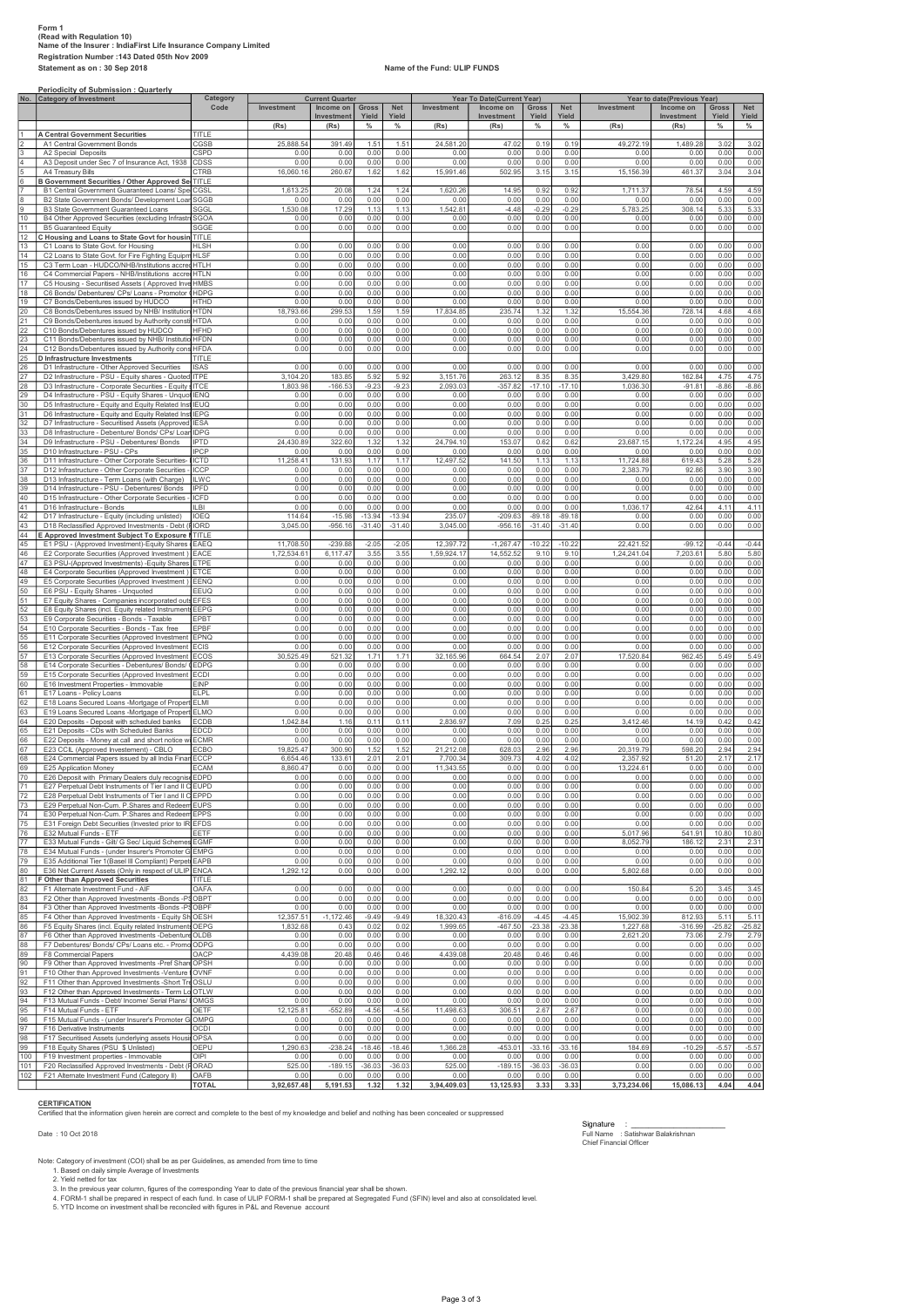**Form 1**
**(Read with Regulation 10)**
**Name of the Insurer : IndiaFirst Life Insurance Company Limited**
**Registration Number :143 Dated 05th Nov 2009**
**Statement as on : 30 Sep 2018**

**Name of the Fund: ULIP FUNDS**

**Periodicity of Submission : Quarterly**

| No. | Category of Investment | Category Code | Current Quarter | | | | Year To Date(Current Year) | | | | Year to date(Previous Year) | | | |
|---|---|---|---|---|---|---|---|---|---|---|---|---|---|---|
| | | | Investment | Income on Investment | Gross Yield | Net Yield | Investment | Income on Investment | Gross Yield | Net Yield | Investment | Income on Investment | Gross Yield | Net Yield |
| | | | (Rs) | (Rs) | % | % | (Rs) | (Rs) | % | % | (Rs) | (Rs) | % | % |
| 1 | A Central Government Securities | TITLE | | | | | | | | | | | | |
| 2 | A1 Central Government Bonds | CGSB | 25,888.54 | 391.49 | 1.51 | 1.51 | 24,581.20 | 47.02 | 0.19 | 0.19 | 49,272.19 | 1,489.28 | 3.02 | 3.02 |
| 3 | A2 Special Deposits | CSPD | 0.00 | 0.00 | 0.00 | 0.00 | 0.00 | 0.00 | 0.00 | 0.00 | 0.00 | 0.00 | 0.00 | 0.00 |
| 4 | A3 Deposit under Sec 7 of Insurance Act, 1938 | CDSS | 0.00 | 0.00 | 0.00 | 0.00 | 0.00 | 0.00 | 0.00 | 0.00 | 0.00 | 0.00 | 0.00 | 0.00 |
| 5 | A4 Treasury Bills | CTRB | 16,060.16 | 260.67 | 1.62 | 1.62 | 15,991.46 | 502.95 | 3.15 | 3.15 | 15,156.39 | 461.37 | 3.04 | 3.04 |
| 6 | B Government Securities / Other Approved Se | TITLE | | | | | | | | | | | | |
| 7 | B1 Central Government Guaranteed Loans/ Spe | CGSL | 1,613.25 | 20.08 | 1.24 | 1.24 | 1,620.26 | 14.95 | 0.92 | 0.92 | 1,711.37 | 78.54 | 4.59 | 4.59 |
| 8 | B2 State Government Bonds/ Development Loan | SGGB | 0.00 | 0.00 | 0.00 | 0.00 | 0.00 | 0.00 | 0.00 | 0.00 | 0.00 | 0.00 | 0.00 | 0.00 |
| 9 | B3 State Government Guaranteed Loans | SGGL | 1,530.08 | 17.29 | 1.13 | 1.13 | 1,542.81 | -4.48 | -0.29 | -0.29 | 5,783.25 | 308.14 | 5.33 | 5.33 |
| 10 | B4 Other Approved Securities (excluding Infrastr | SGOA | 0.00 | 0.00 | 0.00 | 0.00 | 0.00 | 0.00 | 0.00 | 0.00 | 0.00 | 0.00 | 0.00 | 0.00 |
| 11 | B5 Guaranteed Equity | SGGE | 0.00 | 0.00 | 0.00 | 0.00 | 0.00 | 0.00 | 0.00 | 0.00 | 0.00 | 0.00 | 0.00 | 0.00 |
| 12 | C Housing and Loans to State Govt for housin | TITLE | | | | | | | | | | | | |
| 13 | C1 Loans to State Govt. for Housing | HLSH | 0.00 | 0.00 | 0.00 | 0.00 | 0.00 | 0.00 | 0.00 | 0.00 | 0.00 | 0.00 | 0.00 | 0.00 |
| 14 | C2 Loans to State Govt. for Fire Fighting Equipm | HLSF | 0.00 | 0.00 | 0.00 | 0.00 | 0.00 | 0.00 | 0.00 | 0.00 | 0.00 | 0.00 | 0.00 | 0.00 |
| 15 | C3 Term Loan - HUDCO/NHB/Institutions accred | HTLH | 0.00 | 0.00 | 0.00 | 0.00 | 0.00 | 0.00 | 0.00 | 0.00 | 0.00 | 0.00 | 0.00 | 0.00 |
| 16 | C4 Commercial Papers - NHB/Institutions accred | HTLN | 0.00 | 0.00 | 0.00 | 0.00 | 0.00 | 0.00 | 0.00 | 0.00 | 0.00 | 0.00 | 0.00 | 0.00 |
| 17 | C5 Housing - Securitised Assets ( Approved Inve | HMBS | 0.00 | 0.00 | 0.00 | 0.00 | 0.00 | 0.00 | 0.00 | 0.00 | 0.00 | 0.00 | 0.00 | 0.00 |
| 18 | C6 Bonds/ Debentures/ CPs/ Loans - Promotor | HDPG | 0.00 | 0.00 | 0.00 | 0.00 | 0.00 | 0.00 | 0.00 | 0.00 | 0.00 | 0.00 | 0.00 | 0.00 |
| 19 | C7 Bonds/Debentures issued by HUDCO | HTHD | 0.00 | 0.00 | 0.00 | 0.00 | 0.00 | 0.00 | 0.00 | 0.00 | 0.00 | 0.00 | 0.00 | 0.00 |
| 20 | C8 Bonds/Debentures issued by NHB/ Institution | HTDN | 18,793.66 | 299.53 | 1.59 | 1.59 | 17,834.85 | 235.74 | 1.32 | 1.32 | 15,554.36 | 728.14 | 4.68 | 4.68 |
| 21 | C9 Bonds/Debentures issued by Authority consti | HTDA | 0.00 | 0.00 | 0.00 | 0.00 | 0.00 | 0.00 | 0.00 | 0.00 | 0.00 | 0.00 | 0.00 | 0.00 |
| 22 | C10 Bonds/Debentures issued by HUDCO | HFHD | 0.00 | 0.00 | 0.00 | 0.00 | 0.00 | 0.00 | 0.00 | 0.00 | 0.00 | 0.00 | 0.00 | 0.00 |
| 23 | C11 Bonds/Debentures issued by NHB/ Institutio | HFDN | 0.00 | 0.00 | 0.00 | 0.00 | 0.00 | 0.00 | 0.00 | 0.00 | 0.00 | 0.00 | 0.00 | 0.00 |
| 24 | C12 Bonds/Debentures issued by Authority cons | HFDA | 0.00 | 0.00 | 0.00 | 0.00 | 0.00 | 0.00 | 0.00 | 0.00 | 0.00 | 0.00 | 0.00 | 0.00 |
| 25 | D Infrastructure Investments | TITLE | | | | | | | | | | | | |
| 26 | D1 Infrastructure - Other Approved Securities | ISAS | 0.00 | 0.00 | 0.00 | 0.00 | 0.00 | 0.00 | 0.00 | 0.00 | 0.00 | 0.00 | 0.00 | 0.00 |
| 27 | D2 Infrastructure - PSU - Equity shares - Quoted | ITPE | 3,104.20 | 183.85 | 5.92 | 5.92 | 3,151.76 | 263.12 | 8.35 | 8.35 | 3,429.80 | 162.84 | 4.75 | 4.75 |
| 28 | D3 Infrastructure - Corporate Securities - Equity s | ITCE | 1,803.98 | -166.53 | -9.23 | -9.23 | 2,093.03 | -357.82 | -17.10 | -17.10 | 1,036.30 | -91.81 | -8.86 | -8.86 |
| 29 | D4 Infrastructure - PSU - Equity Shares - Unquo | IENQ | 0.00 | 0.00 | 0.00 | 0.00 | 0.00 | 0.00 | 0.00 | 0.00 | 0.00 | 0.00 | 0.00 | 0.00 |
| 30 | D5 Infrastructure - Equity and Equity Related Inst | IEUQ | 0.00 | 0.00 | 0.00 | 0.00 | 0.00 | 0.00 | 0.00 | 0.00 | 0.00 | 0.00 | 0.00 | 0.00 |
| 31 | D6 Infrastructure - Equity and Equity Related Inst | IEPG | 0.00 | 0.00 | 0.00 | 0.00 | 0.00 | 0.00 | 0.00 | 0.00 | 0.00 | 0.00 | 0.00 | 0.00 |
| 32 | D7 Infrastructure - Securitised Assets (Approved | IESA | 0.00 | 0.00 | 0.00 | 0.00 | 0.00 | 0.00 | 0.00 | 0.00 | 0.00 | 0.00 | 0.00 | 0.00 |
| 33 | D8 Infrastructure - Debenture/ Bonds/ CPs/ Loan | IDPG | 0.00 | 0.00 | 0.00 | 0.00 | 0.00 | 0.00 | 0.00 | 0.00 | 0.00 | 0.00 | 0.00 | 0.00 |
| 34 | D9 Infrastructure - PSU - Debentures/ Bonds | IPTD | 24,430.89 | 322.60 | 1.32 | 1.32 | 24,794.10 | 153.07 | 0.62 | 0.62 | 23,687.15 | 1,172.24 | 4.95 | 4.95 |
| 35 | D10 Infrastructure - PSU - CPs | IPCP | 0.00 | 0.00 | 0.00 | 0.00 | 0.00 | 0.00 | 0.00 | 0.00 | 0.00 | 0.00 | 0.00 | 0.00 |
| 36 | D11 Infrastructure - Other Corporate Securities - | ICTD | 11,258.41 | 131.93 | 1.17 | 1.17 | 12,497.52 | 141.50 | 1.13 | 1.13 | 11,724.88 | 619.43 | 5.28 | 5.28 |
| 37 | D12 Infrastructure - Other Corporate Securities - | ICCP | 0.00 | 0.00 | 0.00 | 0.00 | 0.00 | 0.00 | 0.00 | 0.00 | 2,383.79 | 92.86 | 3.90 | 3.90 |
| 38 | D13 Infrastructure - Term Loans (with Charge) | ILWC | 0.00 | 0.00 | 0.00 | 0.00 | 0.00 | 0.00 | 0.00 | 0.00 | 0.00 | 0.00 | 0.00 | 0.00 |
| 39 | D14 Infrastructure - PSU - Debentures/ Bonds | IPFD | 0.00 | 0.00 | 0.00 | 0.00 | 0.00 | 0.00 | 0.00 | 0.00 | 0.00 | 0.00 | 0.00 | 0.00 |
| 40 | D15 Infrastructure - Other Corporate Securities - | ICFD | 0.00 | 0.00 | 0.00 | 0.00 | 0.00 | 0.00 | 0.00 | 0.00 | 0.00 | 0.00 | 0.00 | 0.00 |
| 41 | D16 Infrastructure - Bonds | ILBI | 0.00 | 0.00 | 0.00 | 0.00 | 0.00 | 0.00 | 0.00 | 0.00 | 1,036.17 | 42.64 | 4.11 | 4.11 |
| 42 | D17 Infrastructure - Equity (including unlisted) | IOEQ | 114.64 | -15.98 | -13.94 | -13.94 | 235.07 | -209.63 | -89.18 | -89.18 | 0.00 | 0.00 | 0.00 | 0.00 |
| 43 | D18 Reclassified Approved Investments - Debt ( | IORD | 3,045.00 | -956.16 | -31.40 | -31.40 | 3,045.00 | -956.16 | -31.40 | -31.40 | 0.00 | 0.00 | 0.00 | 0.00 |
| 44 | E Approved Investment Subject To Exposure N | TITLE | | | | | | | | | | | | |
| 45 | E1 PSU - (Approved Investment)-Equity Shares | EAEQ | 11,708.50 | -239.88 | -2.05 | -2.05 | 12,397.72 | -1,267.47 | -10.22 | -10.22 | 22,421.52 | -99.12 | -0.44 | -0.44 |
| 46 | E2 Corporate Securities (Approved Investment ) | EACE | 1,72,534.61 | 6,117.47 | 3.55 | 3.55 | 1,59,924.17 | 14,552.52 | 9.10 | 9.10 | 1,24,241.04 | 7,203.61 | 5.80 | 5.80 |
| 47 | E3 PSU-(Approved Investments) -Equity Shares | ETPE | 0.00 | 0.00 | 0.00 | 0.00 | 0.00 | 0.00 | 0.00 | 0.00 | 0.00 | 0.00 | 0.00 | 0.00 |
| 48 | E4 Corporate Securities (Approved Investment ) | ETCE | 0.00 | 0.00 | 0.00 | 0.00 | 0.00 | 0.00 | 0.00 | 0.00 | 0.00 | 0.00 | 0.00 | 0.00 |
| 49 | E5 Corporate Securities (Approved Investment ) | EENQ | 0.00 | 0.00 | 0.00 | 0.00 | 0.00 | 0.00 | 0.00 | 0.00 | 0.00 | 0.00 | 0.00 | 0.00 |
| 50 | E6 PSU - Equity Shares - Unquoted | EEUQ | 0.00 | 0.00 | 0.00 | 0.00 | 0.00 | 0.00 | 0.00 | 0.00 | 0.00 | 0.00 | 0.00 | 0.00 |
| 51 | E7 Equity Shares - Companies incorporated outs | EFES | 0.00 | 0.00 | 0.00 | 0.00 | 0.00 | 0.00 | 0.00 | 0.00 | 0.00 | 0.00 | 0.00 | 0.00 |
| 52 | E8 Equity Shares (incl. Equity related Instrument | EEPG | 0.00 | 0.00 | 0.00 | 0.00 | 0.00 | 0.00 | 0.00 | 0.00 | 0.00 | 0.00 | 0.00 | 0.00 |
| 53 | E9 Corporate Securities - Bonds - Taxable | EPBT | 0.00 | 0.00 | 0.00 | 0.00 | 0.00 | 0.00 | 0.00 | 0.00 | 0.00 | 0.00 | 0.00 | 0.00 |
| 54 | E10 Corporate Securities - Bonds - Tax free | EPBF | 0.00 | 0.00 | 0.00 | 0.00 | 0.00 | 0.00 | 0.00 | 0.00 | 0.00 | 0.00 | 0.00 | 0.00 |
| 55 | E11 Corporate Securities (Approved Investment | EPNQ | 0.00 | 0.00 | 0.00 | 0.00 | 0.00 | 0.00 | 0.00 | 0.00 | 0.00 | 0.00 | 0.00 | 0.00 |
| 56 | E12 Corporate Securities (Approved Investment | ECIS | 0.00 | 0.00 | 0.00 | 0.00 | 0.00 | 0.00 | 0.00 | 0.00 | 0.00 | 0.00 | 0.00 | 0.00 |
| 57 | E13 Corporate Securities (Approved Investment | ECOS | 30,525.49 | 521.32 | 1.71 | 1.71 | 32,165.96 | 664.54 | 2.07 | 2.07 | 17,520.84 | 962.45 | 5.49 | 5.49 |
| 58 | E14 Corporate Securities - Debentures/ Bonds/ | EDPG | 0.00 | 0.00 | 0.00 | 0.00 | 0.00 | 0.00 | 0.00 | 0.00 | 0.00 | 0.00 | 0.00 | 0.00 |
| 59 | E15 Corporate Securities (Approved Investment | ECDI | 0.00 | 0.00 | 0.00 | 0.00 | 0.00 | 0.00 | 0.00 | 0.00 | 0.00 | 0.00 | 0.00 | 0.00 |
| 60 | E16 Investment Properties - Immovable | EINP | 0.00 | 0.00 | 0.00 | 0.00 | 0.00 | 0.00 | 0.00 | 0.00 | 0.00 | 0.00 | 0.00 | 0.00 |
| 61 | E17 Loans - Policy Loans | ELPL | 0.00 | 0.00 | 0.00 | 0.00 | 0.00 | 0.00 | 0.00 | 0.00 | 0.00 | 0.00 | 0.00 | 0.00 |
| 62 | E18 Loans Secured Loans -Mortgage of Propert | ELMI | 0.00 | 0.00 | 0.00 | 0.00 | 0.00 | 0.00 | 0.00 | 0.00 | 0.00 | 0.00 | 0.00 | 0.00 |
| 63 | E19 Loans Secured Loans -Mortgage of Propert | ELMO | 0.00 | 0.00 | 0.00 | 0.00 | 0.00 | 0.00 | 0.00 | 0.00 | 0.00 | 0.00 | 0.00 | 0.00 |
| 64 | E20 Deposits - Deposit with scheduled banks | ECDB | 1,042.84 | 1.16 | 0.11 | 0.11 | 2,836.97 | 7.09 | 0.25 | 0.25 | 3,412.46 | 14.19 | 0.42 | 0.42 |
| 65 | E21 Deposits - CDs with Scheduled Banks | EDCD | 0.00 | 0.00 | 0.00 | 0.00 | 0.00 | 0.00 | 0.00 | 0.00 | 0.00 | 0.00 | 0.00 | 0.00 |
| 66 | E22 Deposits - Money at call and short notice w | ECMR | 0.00 | 0.00 | 0.00 | 0.00 | 0.00 | 0.00 | 0.00 | 0.00 | 0.00 | 0.00 | 0.00 | 0.00 |
| 67 | E23 CCIL (Approved Investement) - CBLO | ECBO | 19,825.47 | 300.90 | 1.52 | 1.52 | 21,212.08 | 628.03 | 2.96 | 2.96 | 20,319.79 | 598.20 | 2.94 | 2.94 |
| 68 | E24 Commercial Papers issued by all India Finan | ECCP | 6,654.46 | 133.61 | 2.01 | 2.01 | 7,700.34 | 309.73 | 4.02 | 4.02 | 2,357.92 | 51.20 | 2.17 | 2.17 |
| 69 | E25 Application Money | ECAM | 8,860.47 | 0.00 | 0.00 | 0.00 | 11,343.55 | 0.00 | 0.00 | 0.00 | 13,224.61 | 0.00 | 0.00 | 0.00 |
| 70 | E26 Deposit with Primary Dealers duly recognise | EDPD | 0.00 | 0.00 | 0.00 | 0.00 | 0.00 | 0.00 | 0.00 | 0.00 | 0.00 | 0.00 | 0.00 | 0.00 |
| 71 | E27 Perpetual Debt Instruments of Tier I and II C | EUPD | 0.00 | 0.00 | 0.00 | 0.00 | 0.00 | 0.00 | 0.00 | 0.00 | 0.00 | 0.00 | 0.00 | 0.00 |
| 72 | E28 Perpetual Debt Instruments of Tier I and II C | EPPD | 0.00 | 0.00 | 0.00 | 0.00 | 0.00 | 0.00 | 0.00 | 0.00 | 0.00 | 0.00 | 0.00 | 0.00 |
| 73 | E29 Perpetual Non-Cum. P.Shares and Redeem | EUPS | 0.00 | 0.00 | 0.00 | 0.00 | 0.00 | 0.00 | 0.00 | 0.00 | 0.00 | 0.00 | 0.00 | 0.00 |
| 74 | E30 Perpetual Non-Cum. P.Shares and Redeem | EPPS | 0.00 | 0.00 | 0.00 | 0.00 | 0.00 | 0.00 | 0.00 | 0.00 | 0.00 | 0.00 | 0.00 | 0.00 |
| 75 | E31 Foreign Debt Securities (Invested prior to IR | EFDS | 0.00 | 0.00 | 0.00 | 0.00 | 0.00 | 0.00 | 0.00 | 0.00 | 0.00 | 0.00 | 0.00 | 0.00 |
| 76 | E32 Mutual Funds - ETF | EETF | 0.00 | 0.00 | 0.00 | 0.00 | 0.00 | 0.00 | 0.00 | 0.00 | 5,017.96 | 541.91 | 10.80 | 10.80 |
| 77 | E33 Mutual Funds - Gilt/ G Sec/ Liquid Schemes | EGMF | 0.00 | 0.00 | 0.00 | 0.00 | 0.00 | 0.00 | 0.00 | 0.00 | 8,052.79 | 186.12 | 2.31 | 2.31 |
| 78 | E34 Mutual Funds - (under Insurer's Promoter G | EMPG | 0.00 | 0.00 | 0.00 | 0.00 | 0.00 | 0.00 | 0.00 | 0.00 | 0.00 | 0.00 | 0.00 | 0.00 |
| 79 | E35 Additional Tier 1(Basel III Compliant) Perpet | EAPB | 0.00 | 0.00 | 0.00 | 0.00 | 0.00 | 0.00 | 0.00 | 0.00 | 0.00 | 0.00 | 0.00 | 0.00 |
| 80 | E36 Net Current Assets (Only in respect of ULIP | ENCA | 1,292.12 | 0.00 | 0.00 | 0.00 | 1,292.12 | 0.00 | 0.00 | 0.00 | 5,802.68 | 0.00 | 0.00 | 0.00 |
| 81 | F Other than Approved Securities | TITLE | | | | | | | | | | | | |
| 82 | F1 Alternate Investment Fund - AIF | OAFA | 0.00 | 0.00 | 0.00 | 0.00 | 0.00 | 0.00 | 0.00 | 0.00 | 150.84 | 5.20 | 3.45 | 3.45 |
| 83 | F2 Other than Approved Investments -Bonds -PS | OBPT | 0.00 | 0.00 | 0.00 | 0.00 | 0.00 | 0.00 | 0.00 | 0.00 | 0.00 | 0.00 | 0.00 | 0.00 |
| 84 | F3 Other than Approved Investments -Bonds -PS | OBPF | 0.00 | 0.00 | 0.00 | 0.00 | 0.00 | 0.00 | 0.00 | 0.00 | 0.00 | 0.00 | 0.00 | 0.00 |
| 85 | F4 Other than Approved Investments - Equity Sh | OESH | 12,357.51 | -1,172.46 | -9.49 | -9.49 | 18,320.43 | -816.09 | -4.45 | -4.45 | 15,902.39 | 812.93 | 5.11 | 5.11 |
| 86 | F5 Equity Shares (incl. Equity related Instrument | OEPG | 1,832.68 | 0.43 | 0.02 | 0.02 | 1,999.65 | -467.50 | -23.38 | -23.38 | 1,227.68 | -316.99 | -25.82 | -25.82 |
| 87 | F6 Other than Approved Investments -Debenture | OLDB | 0.00 | 0.00 | 0.00 | 0.00 | 0.00 | 0.00 | 0.00 | 0.00 | 2,621.20 | 73.06 | 2.79 | 2.79 |
| 88 | F7 Debentures/ Bonds/ CPs/ Loans etc. - Promo | ODPG | 0.00 | 0.00 | 0.00 | 0.00 | 0.00 | 0.00 | 0.00 | 0.00 | 0.00 | 0.00 | 0.00 | 0.00 |
| 89 | F8 Commercial Papers | OACP | 4,439.08 | 20.48 | 0.46 | 0.46 | 4,439.08 | 20.48 | 0.46 | 0.46 | 0.00 | 0.00 | 0.00 | 0.00 |
| 90 | F9 Other than Approved Investments -Pref Share | OPSH | 0.00 | 0.00 | 0.00 | 0.00 | 0.00 | 0.00 | 0.00 | 0.00 | 0.00 | 0.00 | 0.00 | 0.00 |
| 91 | F10 Other than Approved Investments -Venture | OVNF | 0.00 | 0.00 | 0.00 | 0.00 | 0.00 | 0.00 | 0.00 | 0.00 | 0.00 | 0.00 | 0.00 | 0.00 |
| 92 | F11 Other than Approved Investments -Short Te | OSLU | 0.00 | 0.00 | 0.00 | 0.00 | 0.00 | 0.00 | 0.00 | 0.00 | 0.00 | 0.00 | 0.00 | 0.00 |
| 93 | F12 Other than Approved Investments - Term Lo | OTLW | 0.00 | 0.00 | 0.00 | 0.00 | 0.00 | 0.00 | 0.00 | 0.00 | 0.00 | 0.00 | 0.00 | 0.00 |
| 94 | F13 Mutual Funds - Debt/ Income/ Serial Plans/ | OMGS | 0.00 | 0.00 | 0.00 | 0.00 | 0.00 | 0.00 | 0.00 | 0.00 | 0.00 | 0.00 | 0.00 | 0.00 |
| 95 | F14 Mutual Funds - ETF | OETF | 12,125.81 | -552.89 | -4.56 | -4.56 | 11,498.63 | 306.51 | 2.67 | 2.67 | 0.00 | 0.00 | 0.00 | 0.00 |
| 96 | F15 Mutual Funds - (under Insurer's Promoter G | OMPG | 0.00 | 0.00 | 0.00 | 0.00 | 0.00 | 0.00 | 0.00 | 0.00 | 0.00 | 0.00 | 0.00 | 0.00 |
| 97 | F16 Derivative Instruments | OCDI | 0.00 | 0.00 | 0.00 | 0.00 | 0.00 | 0.00 | 0.00 | 0.00 | 0.00 | 0.00 | 0.00 | 0.00 |
| 98 | F17 Securitised Assets (underlying assets Housi | OPSA | 0.00 | 0.00 | 0.00 | 0.00 | 0.00 | 0.00 | 0.00 | 0.00 | 0.00 | 0.00 | 0.00 | 0.00 |
| 99 | F18 Equity Shares (PSU $ Unlisted) | OEPU | 1,290.63 | -238.24 | -18.46 | -18.46 | 1,366.28 | -453.01 | -33.16 | -33.16 | 184.69 | -10.29 | -5.57 | -5.57 |
| 100 | F19 Investment properties - Immovable | OIPI | 0.00 | 0.00 | 0.00 | 0.00 | 0.00 | 0.00 | 0.00 | 0.00 | 0.00 | 0.00 | 0.00 | 0.00 |
| 101 | F20 Reclassified Approved Investments - Debt (F | ORAD | 525.00 | -189.15 | -36.03 | -36.03 | 525.00 | -189.15 | -36.03 | -36.03 | 0.00 | 0.00 | 0.00 | 0.00 |
| 102 | F21 Alternate Investment Fund (Category II) | OAFB | 0.00 | 0.00 | 0.00 | 0.00 | 0.00 | 0.00 | 0.00 | 0.00 | 0.00 | 0.00 | 0.00 | 0.00 |
| | | TOTAL | 3,92,657.48 | 5,191.53 | 1.32 | 1.32 | 3,94,409.03 | 13,125.93 | 3.33 | 3.33 | 3,73,234.06 | 15,086.13 | 4.04 | 4.04 |

**CERTIFICATION**

Certified that the information given herein are correct and complete to the best of my knowledge and belief and nothing has been concealed or suppressed

Date : 10 Oct 2018

Signature : ____________________
Full Name : Satishwar Balakrishnan
Chief Financial Officer

Note: Category of investment (COI) shall be as per Guidelines, as amended from time to time

1. Based on daily simple Average of Investments
2. Yield netted for tax
3. In the previous year column, figures of the corresponding Year to date of the previous financial year shall be shown.
4. FORM-1 shall be prepared in respect of each fund. In case of ULIP FORM-1 shall be prepared at Segregated Fund (SFIN) level and also at consolidated level.
5. YTD Income on investment shall be reconciled with figures in P&L and Revenue account